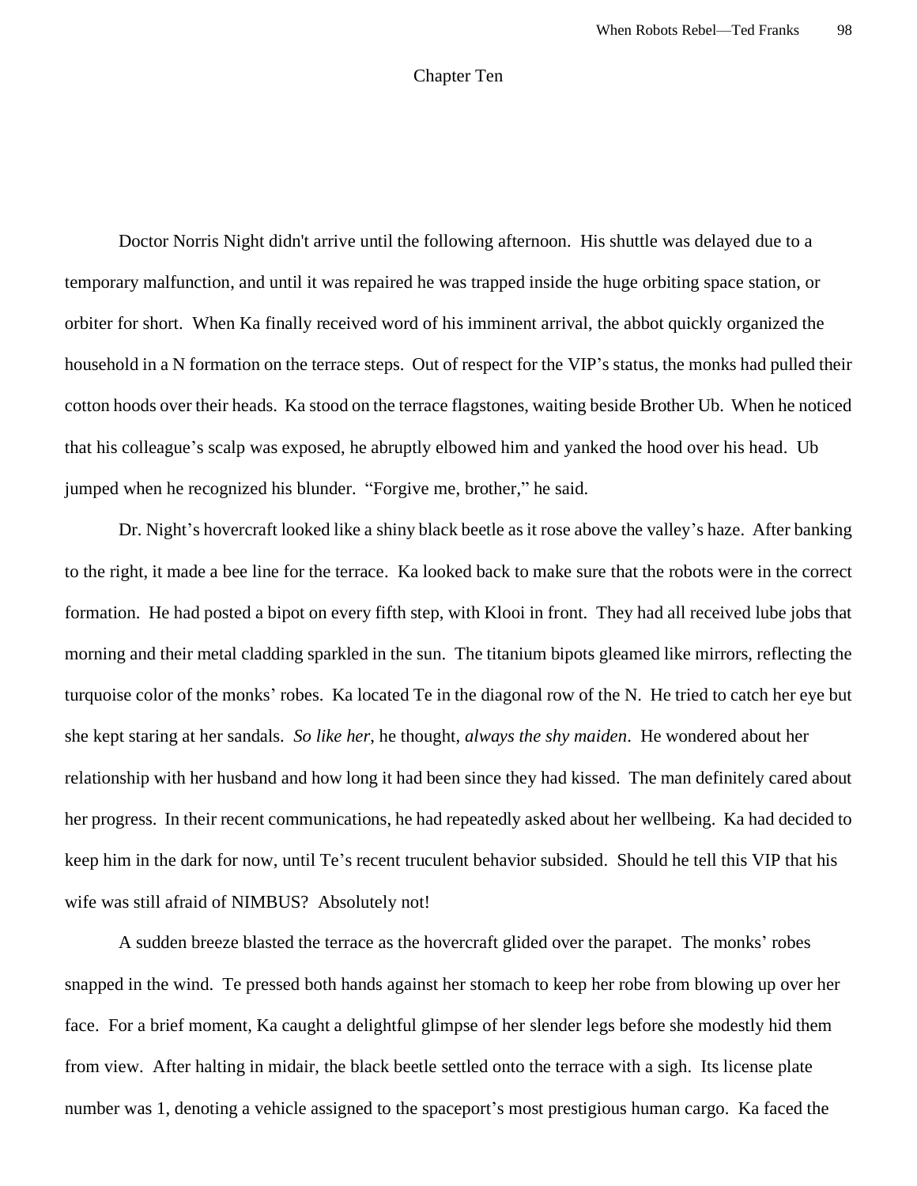## Chapter Ten

Doctor Norris Night didn't arrive until the following afternoon. His shuttle was delayed due to a temporary malfunction, and until it was repaired he was trapped inside the huge orbiting space station, or orbiter for short. When Ka finally received word of his imminent arrival, the abbot quickly organized the household in a N formation on the terrace steps. Out of respect for the VIP's status, the monks had pulled their cotton hoods over their heads. Ka stood on the terrace flagstones, waiting beside Brother Ub. When he noticed that his colleague's scalp was exposed, he abruptly elbowed him and yanked the hood over his head. Ub jumped when he recognized his blunder. "Forgive me, brother," he said.

Dr. Night's hovercraft looked like a shiny black beetle as it rose above the valley's haze. After banking to the right, it made a bee line for the terrace. Ka looked back to make sure that the robots were in the correct formation. He had posted a bipot on every fifth step, with Klooi in front. They had all received lube jobs that morning and their metal cladding sparkled in the sun. The titanium bipots gleamed like mirrors, reflecting the turquoise color of the monks' robes. Ka located Te in the diagonal row of the N. He tried to catch her eye but she kept staring at her sandals. *So like her,* he thought, *always the shy maiden*. He wondered about her relationship with her husband and how long it had been since they had kissed. The man definitely cared about her progress. In their recent communications, he had repeatedly asked about her wellbeing. Ka had decided to keep him in the dark for now, until Te's recent truculent behavior subsided. Should he tell this VIP that his wife was still afraid of NIMBUS? Absolutely not!

A sudden breeze blasted the terrace as the hovercraft glided over the parapet. The monks' robes snapped in the wind. Te pressed both hands against her stomach to keep her robe from blowing up over her face. For a brief moment, Ka caught a delightful glimpse of her slender legs before she modestly hid them from view. After halting in midair, the black beetle settled onto the terrace with a sigh. Its license plate number was 1, denoting a vehicle assigned to the spaceport's most prestigious human cargo. Ka faced the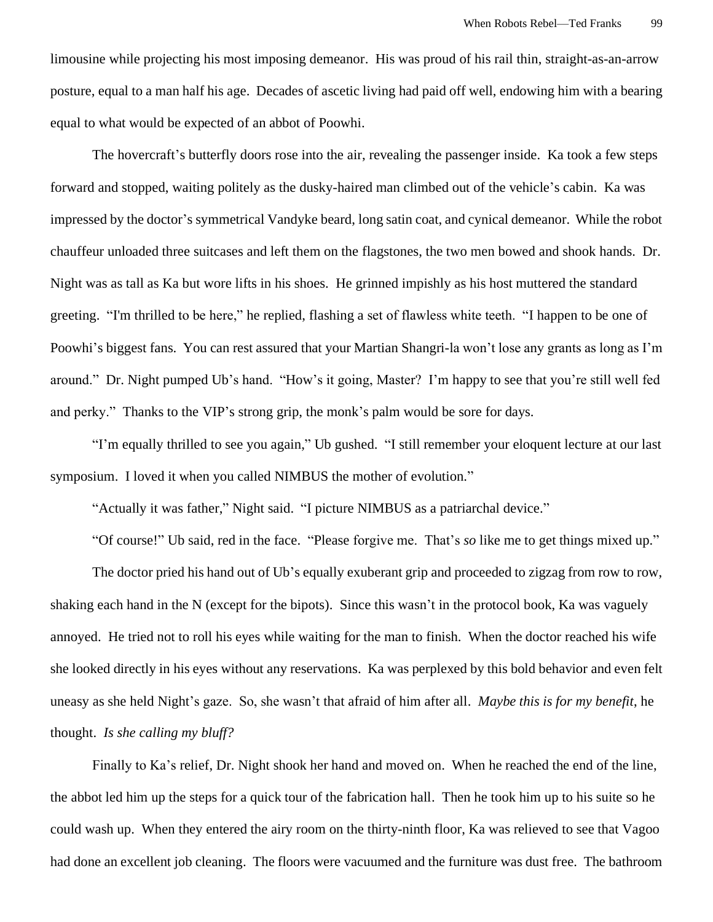limousine while projecting his most imposing demeanor. His was proud of his rail thin, straight-as-an-arrow posture, equal to a man half his age. Decades of ascetic living had paid off well, endowing him with a bearing equal to what would be expected of an abbot of Poowhi.

The hovercraft's butterfly doors rose into the air, revealing the passenger inside. Ka took a few steps forward and stopped, waiting politely as the dusky-haired man climbed out of the vehicle's cabin. Ka was impressed by the doctor's symmetrical Vandyke beard, long satin coat, and cynical demeanor. While the robot chauffeur unloaded three suitcases and left them on the flagstones, the two men bowed and shook hands. Dr. Night was as tall as Ka but wore lifts in his shoes. He grinned impishly as his host muttered the standard greeting. "I'm thrilled to be here," he replied, flashing a set of flawless white teeth. "I happen to be one of Poowhi's biggest fans. You can rest assured that your Martian Shangri-la won't lose any grants as long as I'm around." Dr. Night pumped Ub's hand. "How's it going, Master? I'm happy to see that you're still well fed and perky." Thanks to the VIP's strong grip, the monk's palm would be sore for days.

"I'm equally thrilled to see you again," Ub gushed. "I still remember your eloquent lecture at our last symposium. I loved it when you called NIMBUS the mother of evolution."

"Actually it was father," Night said. "I picture NIMBUS as a patriarchal device."

"Of course!" Ub said, red in the face. "Please forgive me. That's *so* like me to get things mixed up."

The doctor pried his hand out of Ub's equally exuberant grip and proceeded to zigzag from row to row, shaking each hand in the N (except for the bipots). Since this wasn't in the protocol book, Ka was vaguely annoyed. He tried not to roll his eyes while waiting for the man to finish. When the doctor reached his wife she looked directly in his eyes without any reservations. Ka was perplexed by this bold behavior and even felt uneasy as she held Night's gaze. So, she wasn't that afraid of him after all. *Maybe this is for my benefit*, he thought. *Is she calling my bluff?*

Finally to Ka's relief, Dr. Night shook her hand and moved on. When he reached the end of the line, the abbot led him up the steps for a quick tour of the fabrication hall. Then he took him up to his suite so he could wash up. When they entered the airy room on the thirty-ninth floor, Ka was relieved to see that Vagoo had done an excellent job cleaning. The floors were vacuumed and the furniture was dust free. The bathroom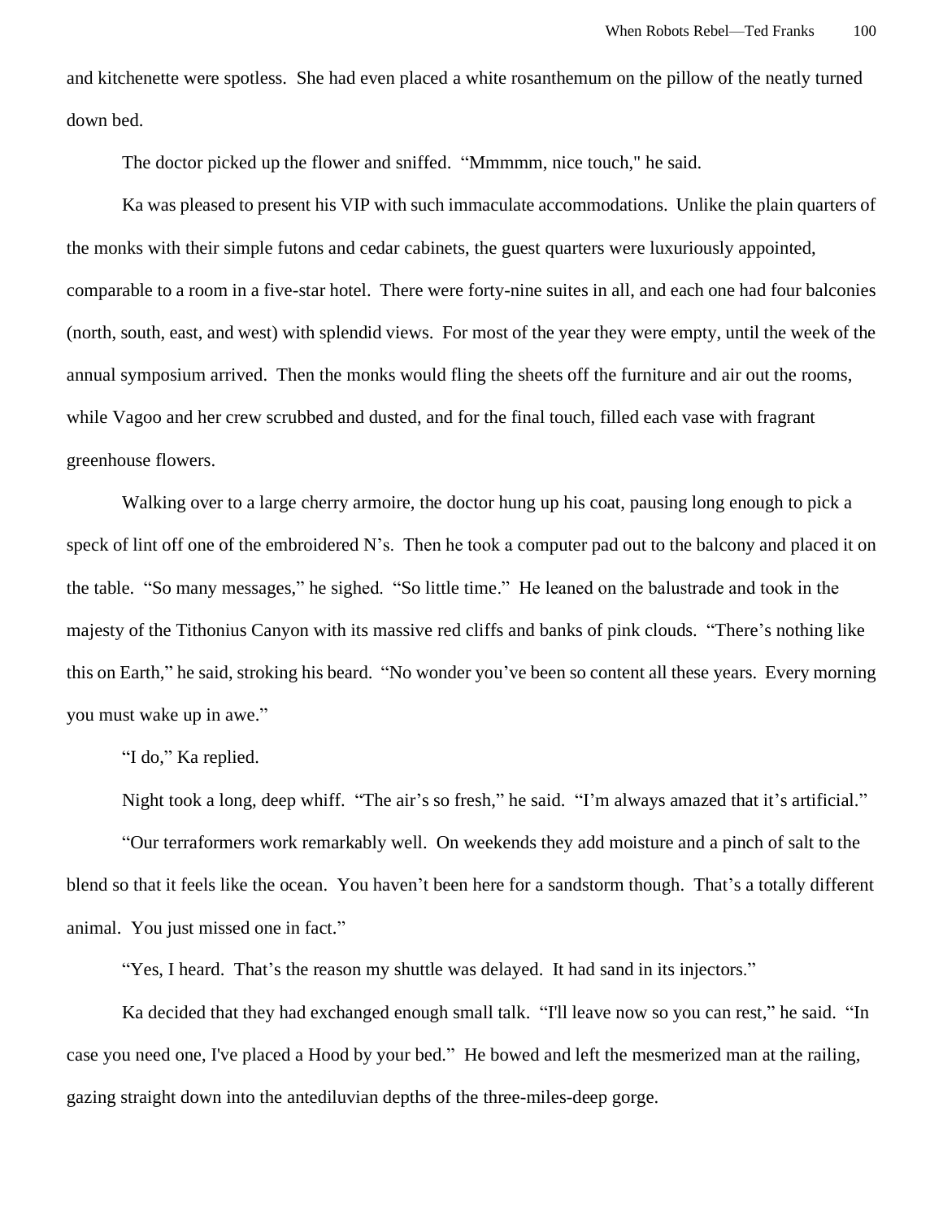and kitchenette were spotless. She had even placed a white rosanthemum on the pillow of the neatly turned down bed.

The doctor picked up the flower and sniffed. "Mmmmm, nice touch," he said.

Ka was pleased to present his VIP with such immaculate accommodations. Unlike the plain quarters of the monks with their simple futons and cedar cabinets, the guest quarters were luxuriously appointed, comparable to a room in a five-star hotel. There were forty-nine suites in all, and each one had four balconies (north, south, east, and west) with splendid views. For most of the year they were empty, until the week of the annual symposium arrived. Then the monks would fling the sheets off the furniture and air out the rooms, while Vagoo and her crew scrubbed and dusted, and for the final touch, filled each vase with fragrant greenhouse flowers.

Walking over to a large cherry armoire, the doctor hung up his coat, pausing long enough to pick a speck of lint off one of the embroidered N's. Then he took a computer pad out to the balcony and placed it on the table. "So many messages," he sighed. "So little time." He leaned on the balustrade and took in the majesty of the Tithonius Canyon with its massive red cliffs and banks of pink clouds. "There's nothing like this on Earth," he said, stroking his beard. "No wonder you've been so content all these years. Every morning you must wake up in awe."

"I do," Ka replied.

Night took a long, deep whiff. "The air's so fresh," he said. "I'm always amazed that it's artificial."

"Our terraformers work remarkably well. On weekends they add moisture and a pinch of salt to the blend so that it feels like the ocean. You haven't been here for a sandstorm though. That's a totally different animal. You just missed one in fact."

"Yes, I heard. That's the reason my shuttle was delayed. It had sand in its injectors."

Ka decided that they had exchanged enough small talk. "I'll leave now so you can rest," he said. "In case you need one, I've placed a Hood by your bed." He bowed and left the mesmerized man at the railing, gazing straight down into the antediluvian depths of the three-miles-deep gorge.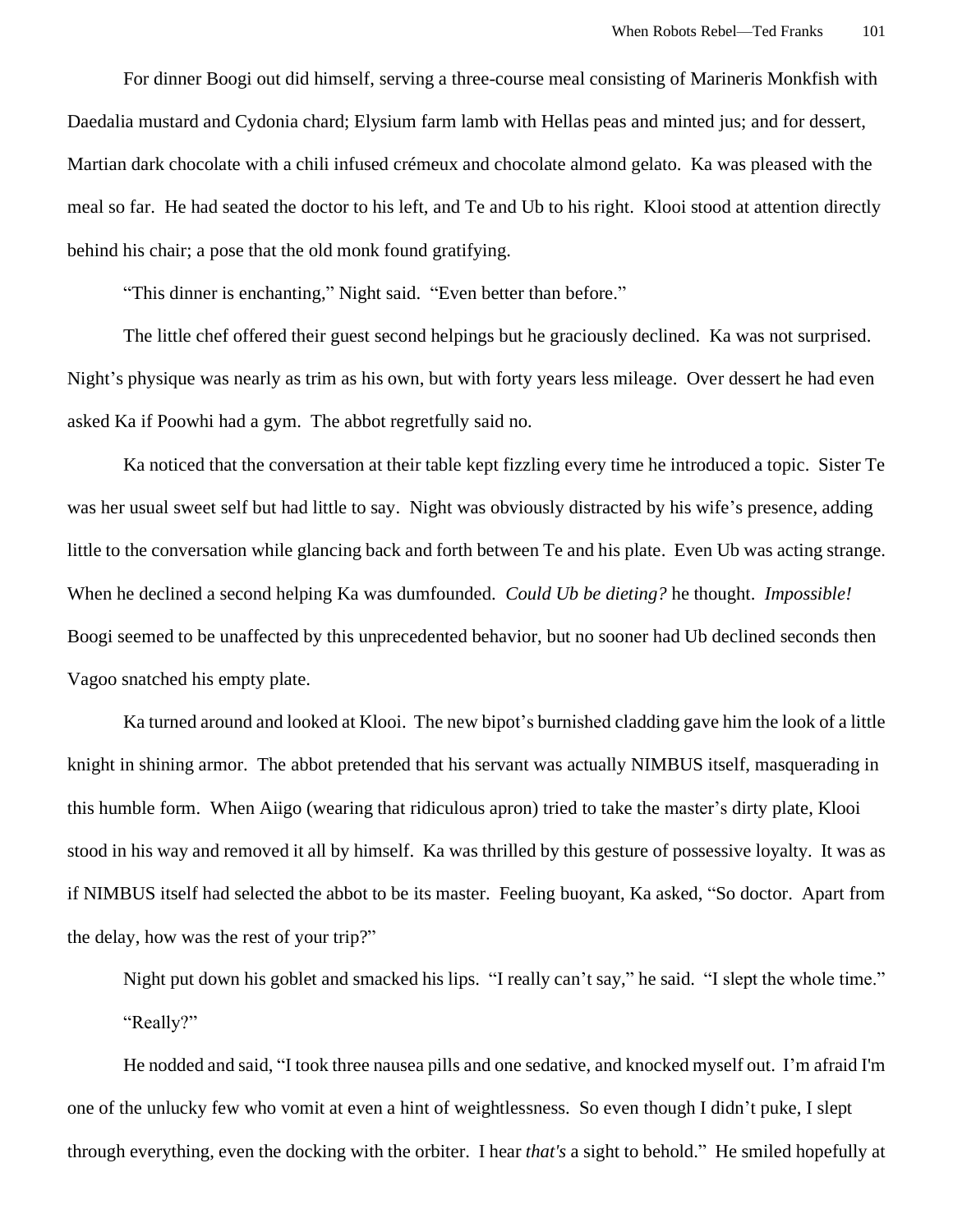For dinner Boogi out did himself, serving a three-course meal consisting of Marineris Monkfish with Daedalia mustard and Cydonia chard; Elysium farm lamb with Hellas peas and minted jus; and for dessert, Martian dark chocolate with a chili infused crémeux and chocolate almond gelato. Ka was pleased with the meal so far. He had seated the doctor to his left, and Te and Ub to his right. Klooi stood at attention directly behind his chair; a pose that the old monk found gratifying.

"This dinner is enchanting," Night said. "Even better than before."

The little chef offered their guest second helpings but he graciously declined. Ka was not surprised. Night's physique was nearly as trim as his own, but with forty years less mileage. Over dessert he had even asked Ka if Poowhi had a gym. The abbot regretfully said no.

Ka noticed that the conversation at their table kept fizzling every time he introduced a topic. Sister Te was her usual sweet self but had little to say. Night was obviously distracted by his wife's presence, adding little to the conversation while glancing back and forth between Te and his plate. Even Ub was acting strange. When he declined a second helping Ka was dumfounded. *Could Ub be dieting?* he thought. *Impossible!* Boogi seemed to be unaffected by this unprecedented behavior, but no sooner had Ub declined seconds then Vagoo snatched his empty plate.

Ka turned around and looked at Klooi. The new bipot's burnished cladding gave him the look of a little knight in shining armor. The abbot pretended that his servant was actually NIMBUS itself, masquerading in this humble form. When Aiigo (wearing that ridiculous apron) tried to take the master's dirty plate, Klooi stood in his way and removed it all by himself. Ka was thrilled by this gesture of possessive loyalty. It was as if NIMBUS itself had selected the abbot to be its master. Feeling buoyant, Ka asked, "So doctor. Apart from the delay, how was the rest of your trip?"

Night put down his goblet and smacked his lips. "I really can't say," he said. "I slept the whole time."

"Really?"

He nodded and said, "I took three nausea pills and one sedative, and knocked myself out. I'm afraid I'm one of the unlucky few who vomit at even a hint of weightlessness. So even though I didn't puke, I slept through everything, even the docking with the orbiter. I hear *that's* a sight to behold." He smiled hopefully at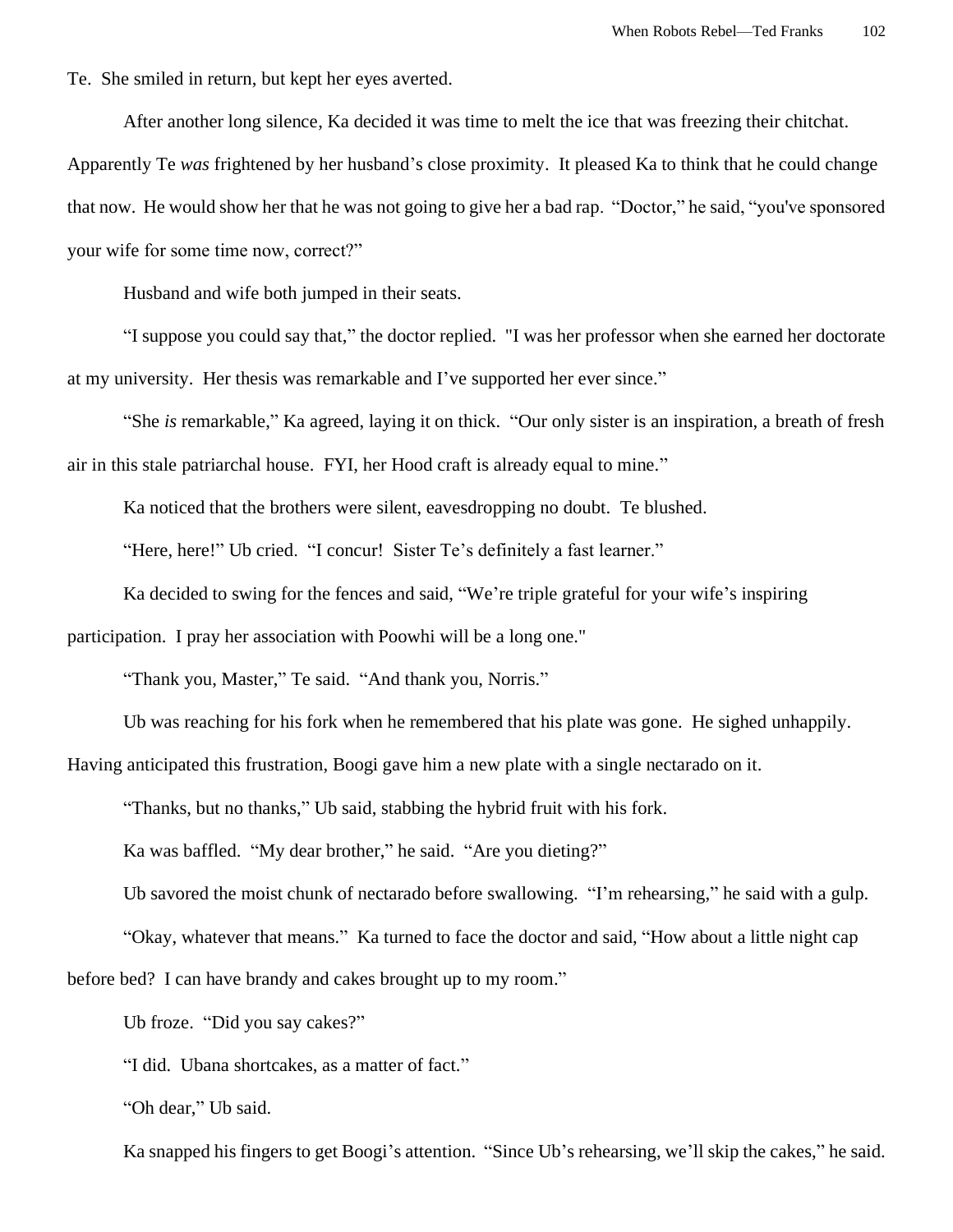Te. She smiled in return, but kept her eyes averted.

After another long silence, Ka decided it was time to melt the ice that was freezing their chitchat. Apparently Te *was* frightened by her husband's close proximity. It pleased Ka to think that he could change that now. He would show her that he was not going to give her a bad rap. "Doctor," he said, "you've sponsored your wife for some time now, correct?"

Husband and wife both jumped in their seats.

"I suppose you could say that," the doctor replied. "I was her professor when she earned her doctorate at my university. Her thesis was remarkable and I've supported her ever since."

"She *is* remarkable," Ka agreed, laying it on thick. "Our only sister is an inspiration, a breath of fresh air in this stale patriarchal house. FYI, her Hood craft is already equal to mine."

Ka noticed that the brothers were silent, eavesdropping no doubt. Te blushed.

"Here, here!" Ub cried. "I concur! Sister Te's definitely a fast learner."

Ka decided to swing for the fences and said, "We're triple grateful for your wife's inspiring participation. I pray her association with Poowhi will be a long one."

"Thank you, Master," Te said. "And thank you, Norris."

Ub was reaching for his fork when he remembered that his plate was gone. He sighed unhappily. Having anticipated this frustration, Boogi gave him a new plate with a single nectarado on it.

"Thanks, but no thanks," Ub said, stabbing the hybrid fruit with his fork.

Ka was baffled. "My dear brother," he said. "Are you dieting?"

Ub savored the moist chunk of nectarado before swallowing. "I'm rehearsing," he said with a gulp.

"Okay, whatever that means." Ka turned to face the doctor and said, "How about a little night cap before bed? I can have brandy and cakes brought up to my room."

Ub froze. "Did you say cakes?"

"I did. Ubana shortcakes, as a matter of fact."

"Oh dear," Ub said.

Ka snapped his fingers to get Boogi's attention. "Since Ub's rehearsing, we'll skip the cakes," he said.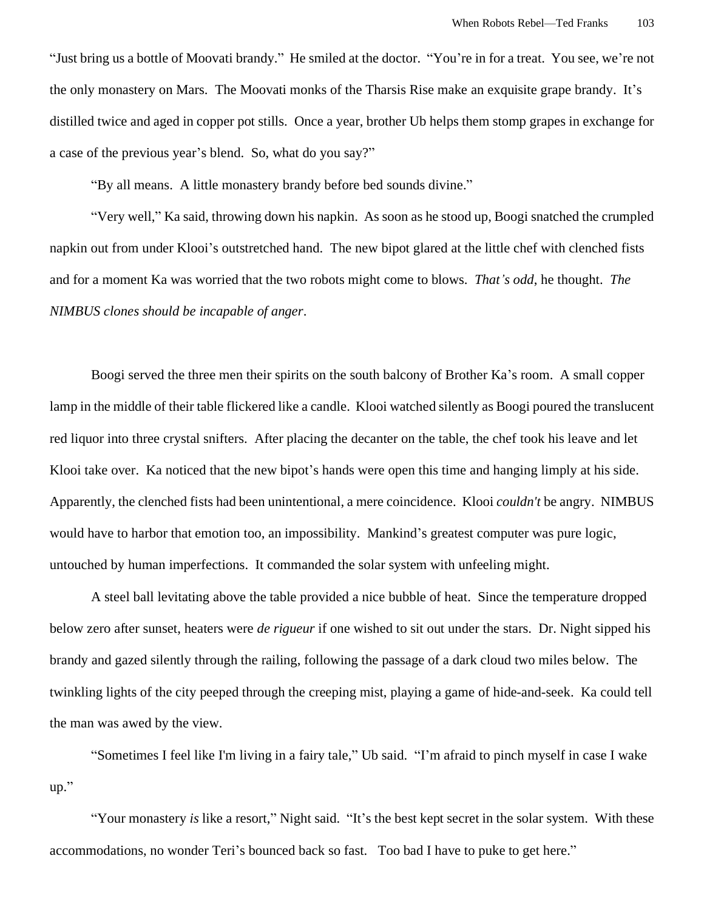"Just bring us a bottle of Moovati brandy." He smiled at the doctor. "You're in for a treat. You see, we're not the only monastery on Mars. The Moovati monks of the Tharsis Rise make an exquisite grape brandy. It's distilled twice and aged in copper pot stills. Once a year, brother Ub helps them stomp grapes in exchange for a case of the previous year's blend. So, what do you say?"

"By all means. A little monastery brandy before bed sounds divine."

"Very well," Ka said, throwing down his napkin. As soon as he stood up, Boogi snatched the crumpled napkin out from under Klooi's outstretched hand. The new bipot glared at the little chef with clenched fists and for a moment Ka was worried that the two robots might come to blows. *That's odd*, he thought. *The NIMBUS clones should be incapable of anger*.

Boogi served the three men their spirits on the south balcony of Brother Ka's room. A small copper lamp in the middle of their table flickered like a candle. Klooi watched silently as Boogi poured the translucent red liquor into three crystal snifters. After placing the decanter on the table, the chef took his leave and let Klooi take over. Ka noticed that the new bipot's hands were open this time and hanging limply at his side. Apparently, the clenched fists had been unintentional, a mere coincidence. Klooi *couldn't* be angry. NIMBUS would have to harbor that emotion too, an impossibility. Mankind's greatest computer was pure logic, untouched by human imperfections. It commanded the solar system with unfeeling might.

A steel ball levitating above the table provided a nice bubble of heat. Since the temperature dropped below zero after sunset, heaters were *de rigueur* if one wished to sit out under the stars. Dr. Night sipped his brandy and gazed silently through the railing, following the passage of a dark cloud two miles below. The twinkling lights of the city peeped through the creeping mist, playing a game of hide-and-seek. Ka could tell the man was awed by the view.

"Sometimes I feel like I'm living in a fairy tale," Ub said. "I'm afraid to pinch myself in case I wake up."

"Your monastery *is* like a resort," Night said. "It's the best kept secret in the solar system. With these accommodations, no wonder Teri's bounced back so fast. Too bad I have to puke to get here."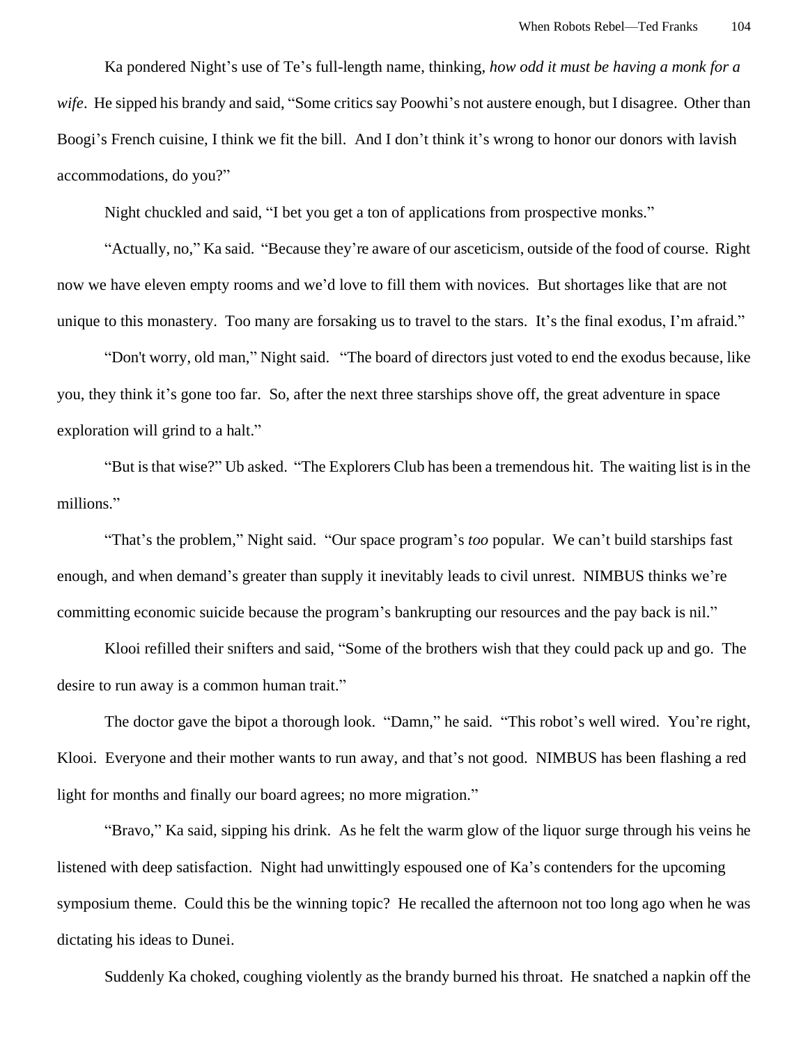Ka pondered Night's use of Te's full-length name, thinking, *how odd it must be having a monk for a wife*. He sipped his brandy and said, "Some critics say Poowhi's not austere enough, but I disagree. Other than Boogi's French cuisine, I think we fit the bill. And I don't think it's wrong to honor our donors with lavish accommodations, do you?"

Night chuckled and said, "I bet you get a ton of applications from prospective monks."

"Actually, no," Ka said. "Because they're aware of our asceticism, outside of the food of course. Right now we have eleven empty rooms and we'd love to fill them with novices. But shortages like that are not unique to this monastery. Too many are forsaking us to travel to the stars. It's the final exodus, I'm afraid."

"Don't worry, old man," Night said. "The board of directors just voted to end the exodus because, like you, they think it's gone too far. So, after the next three starships shove off, the great adventure in space exploration will grind to a halt."

"But is that wise?" Ub asked. "The Explorers Club has been a tremendous hit. The waiting list is in the millions."

"That's the problem," Night said. "Our space program's *too* popular. We can't build starships fast enough, and when demand's greater than supply it inevitably leads to civil unrest. NIMBUS thinks we're committing economic suicide because the program's bankrupting our resources and the pay back is nil."

Klooi refilled their snifters and said, "Some of the brothers wish that they could pack up and go. The desire to run away is a common human trait."

The doctor gave the bipot a thorough look. "Damn," he said. "This robot's well wired. You're right, Klooi. Everyone and their mother wants to run away, and that's not good. NIMBUS has been flashing a red light for months and finally our board agrees; no more migration."

"Bravo," Ka said, sipping his drink. As he felt the warm glow of the liquor surge through his veins he listened with deep satisfaction. Night had unwittingly espoused one of Ka's contenders for the upcoming symposium theme. Could this be the winning topic? He recalled the afternoon not too long ago when he was dictating his ideas to Dunei.

Suddenly Ka choked, coughing violently as the brandy burned his throat. He snatched a napkin off the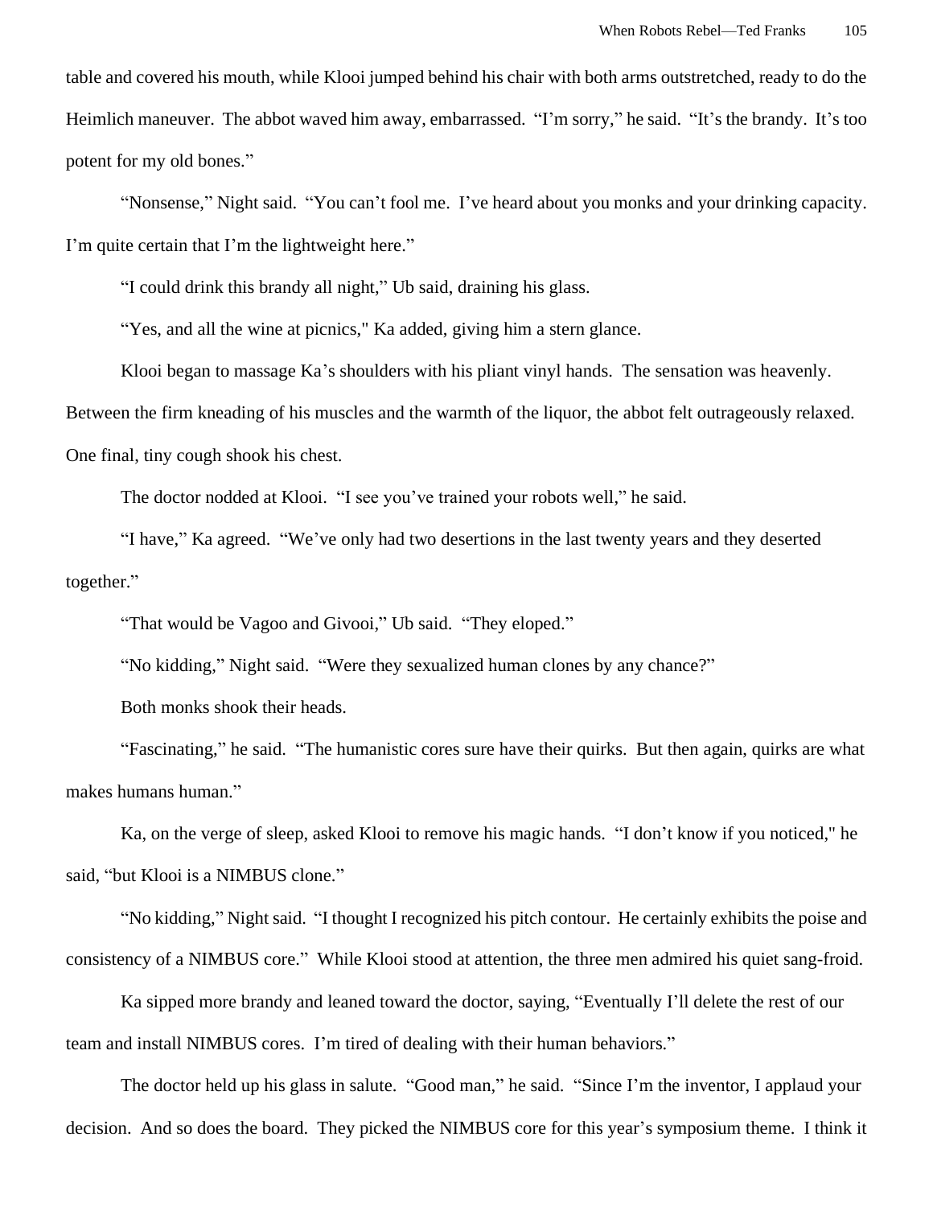table and covered his mouth, while Klooi jumped behind his chair with both arms outstretched, ready to do the Heimlich maneuver. The abbot waved him away, embarrassed. "I'm sorry," he said. "It's the brandy. It's too potent for my old bones."

"Nonsense," Night said. "You can't fool me. I've heard about you monks and your drinking capacity. I'm quite certain that I'm the lightweight here."

"I could drink this brandy all night," Ub said, draining his glass.

"Yes, and all the wine at picnics," Ka added, giving him a stern glance.

Klooi began to massage Ka's shoulders with his pliant vinyl hands. The sensation was heavenly. Between the firm kneading of his muscles and the warmth of the liquor, the abbot felt outrageously relaxed. One final, tiny cough shook his chest.

The doctor nodded at Klooi. "I see you've trained your robots well," he said.

"I have," Ka agreed. "We've only had two desertions in the last twenty years and they deserted together."

"That would be Vagoo and Givooi," Ub said. "They eloped."

"No kidding," Night said. "Were they sexualized human clones by any chance?"

Both monks shook their heads.

"Fascinating," he said. "The humanistic cores sure have their quirks. But then again, quirks are what makes humans human."

Ka, on the verge of sleep, asked Klooi to remove his magic hands. "I don't know if you noticed," he said, "but Klooi is a NIMBUS clone."

"No kidding," Night said. "I thought I recognized his pitch contour. He certainly exhibits the poise and consistency of a NIMBUS core." While Klooi stood at attention, the three men admired his quiet sang-froid.

Ka sipped more brandy and leaned toward the doctor, saying, "Eventually I'll delete the rest of our team and install NIMBUS cores. I'm tired of dealing with their human behaviors."

The doctor held up his glass in salute. "Good man," he said. "Since I'm the inventor, I applaud your decision. And so does the board. They picked the NIMBUS core for this year's symposium theme. I think it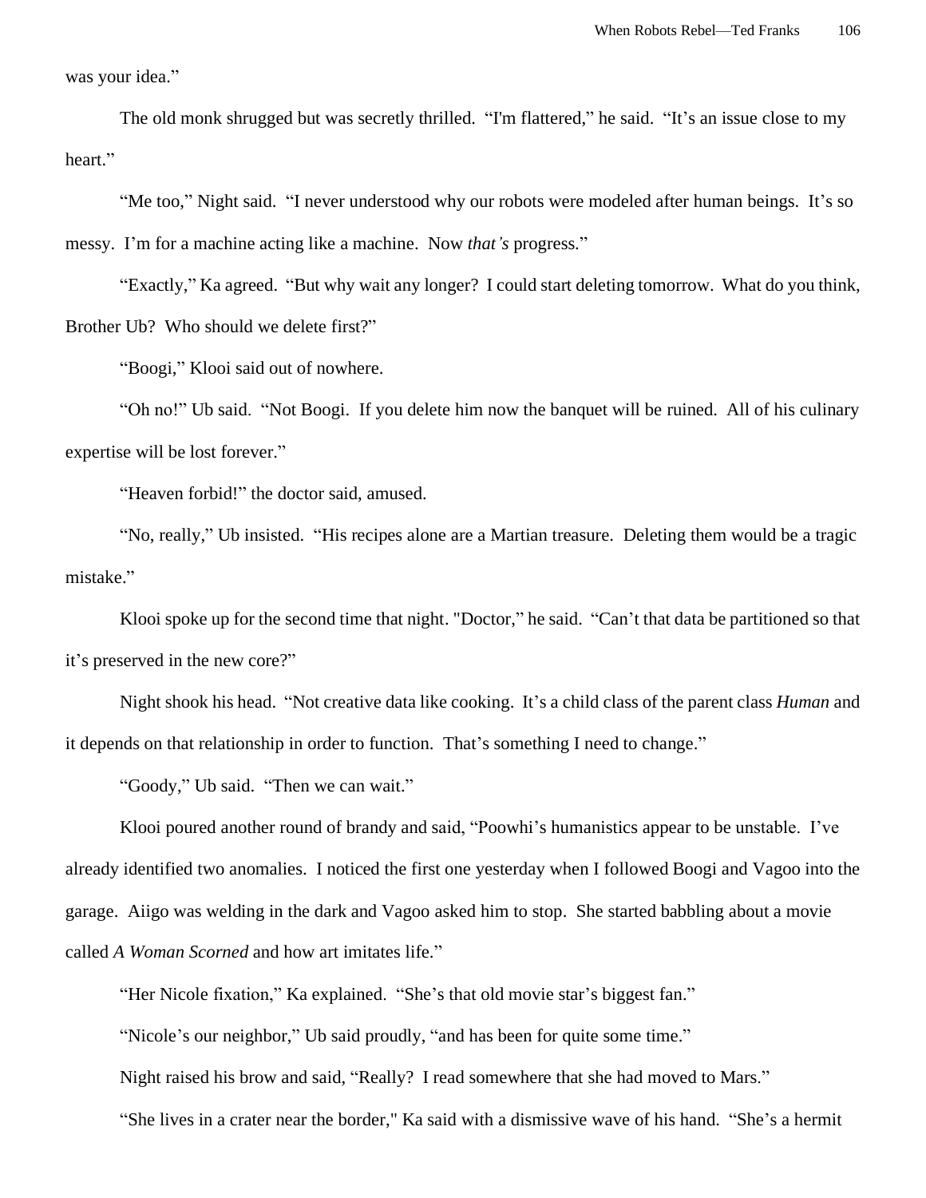was your idea."

The old monk shrugged but was secretly thrilled. "I'm flattered," he said. "It's an issue close to my heart."

"Me too," Night said. "I never understood why our robots were modeled after human beings. It's so messy. I'm for a machine acting like a machine. Now *that's* progress."

"Exactly," Ka agreed. "But why wait any longer? I could start deleting tomorrow. What do you think, Brother Ub? Who should we delete first?"

"Boogi," Klooi said out of nowhere.

"Oh no!" Ub said. "Not Boogi. If you delete him now the banquet will be ruined. All of his culinary expertise will be lost forever."

"Heaven forbid!" the doctor said, amused.

"No, really," Ub insisted. "His recipes alone are a Martian treasure. Deleting them would be a tragic mistake."

Klooi spoke up for the second time that night. "Doctor," he said. "Can't that data be partitioned so that it's preserved in the new core?"

Night shook his head. "Not creative data like cooking. It's a child class of the parent class *Human* and it depends on that relationship in order to function. That's something I need to change."

"Goody," Ub said. "Then we can wait."

Klooi poured another round of brandy and said, "Poowhi's humanistics appear to be unstable. I've already identified two anomalies. I noticed the first one yesterday when I followed Boogi and Vagoo into the garage. Aiigo was welding in the dark and Vagoo asked him to stop. She started babbling about a movie called *A Woman Scorned* and how art imitates life."

"Her Nicole fixation," Ka explained. "She's that old movie star's biggest fan."

"Nicole's our neighbor," Ub said proudly, "and has been for quite some time."

Night raised his brow and said, "Really? I read somewhere that she had moved to Mars."

"She lives in a crater near the border," Ka said with a dismissive wave of his hand. "She's a hermit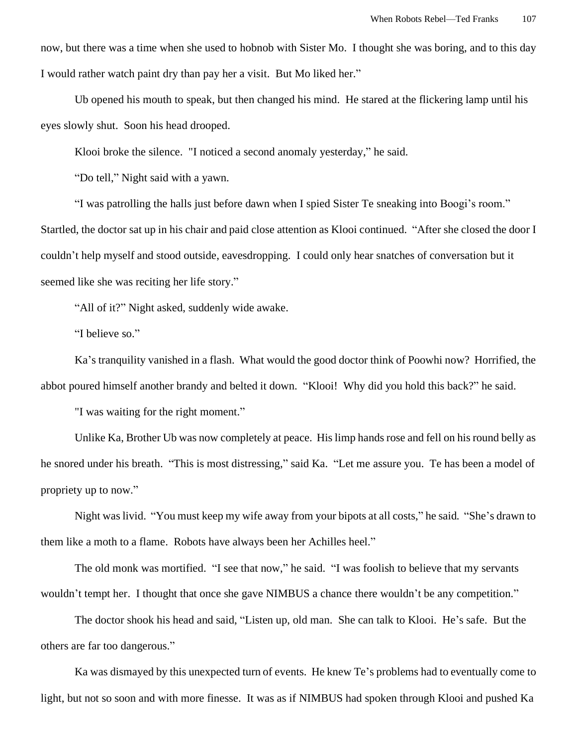now, but there was a time when she used to hobnob with Sister Mo. I thought she was boring, and to this day I would rather watch paint dry than pay her a visit. But Mo liked her."

Ub opened his mouth to speak, but then changed his mind. He stared at the flickering lamp until his eyes slowly shut. Soon his head drooped.

Klooi broke the silence. "I noticed a second anomaly yesterday," he said.

"Do tell," Night said with a yawn.

"I was patrolling the halls just before dawn when I spied Sister Te sneaking into Boogi's room." Startled, the doctor sat up in his chair and paid close attention as Klooi continued. "After she closed the door I couldn't help myself and stood outside, eavesdropping. I could only hear snatches of conversation but it seemed like she was reciting her life story."

"All of it?" Night asked, suddenly wide awake.

"I believe so."

Ka's tranquility vanished in a flash. What would the good doctor think of Poowhi now? Horrified, the abbot poured himself another brandy and belted it down. "Klooi! Why did you hold this back?" he said.

"I was waiting for the right moment."

Unlike Ka, Brother Ub was now completely at peace. His limp hands rose and fell on his round belly as he snored under his breath. "This is most distressing," said Ka. "Let me assure you. Te has been a model of propriety up to now."

Night was livid. "You must keep my wife away from your bipots at all costs," he said. "She's drawn to them like a moth to a flame. Robots have always been her Achilles heel."

The old monk was mortified. "I see that now," he said. "I was foolish to believe that my servants wouldn't tempt her. I thought that once she gave NIMBUS a chance there wouldn't be any competition."

The doctor shook his head and said, "Listen up, old man. She can talk to Klooi. He's safe. But the others are far too dangerous."

Ka was dismayed by this unexpected turn of events. He knew Te's problems had to eventually come to light, but not so soon and with more finesse. It was as if NIMBUS had spoken through Klooi and pushed Ka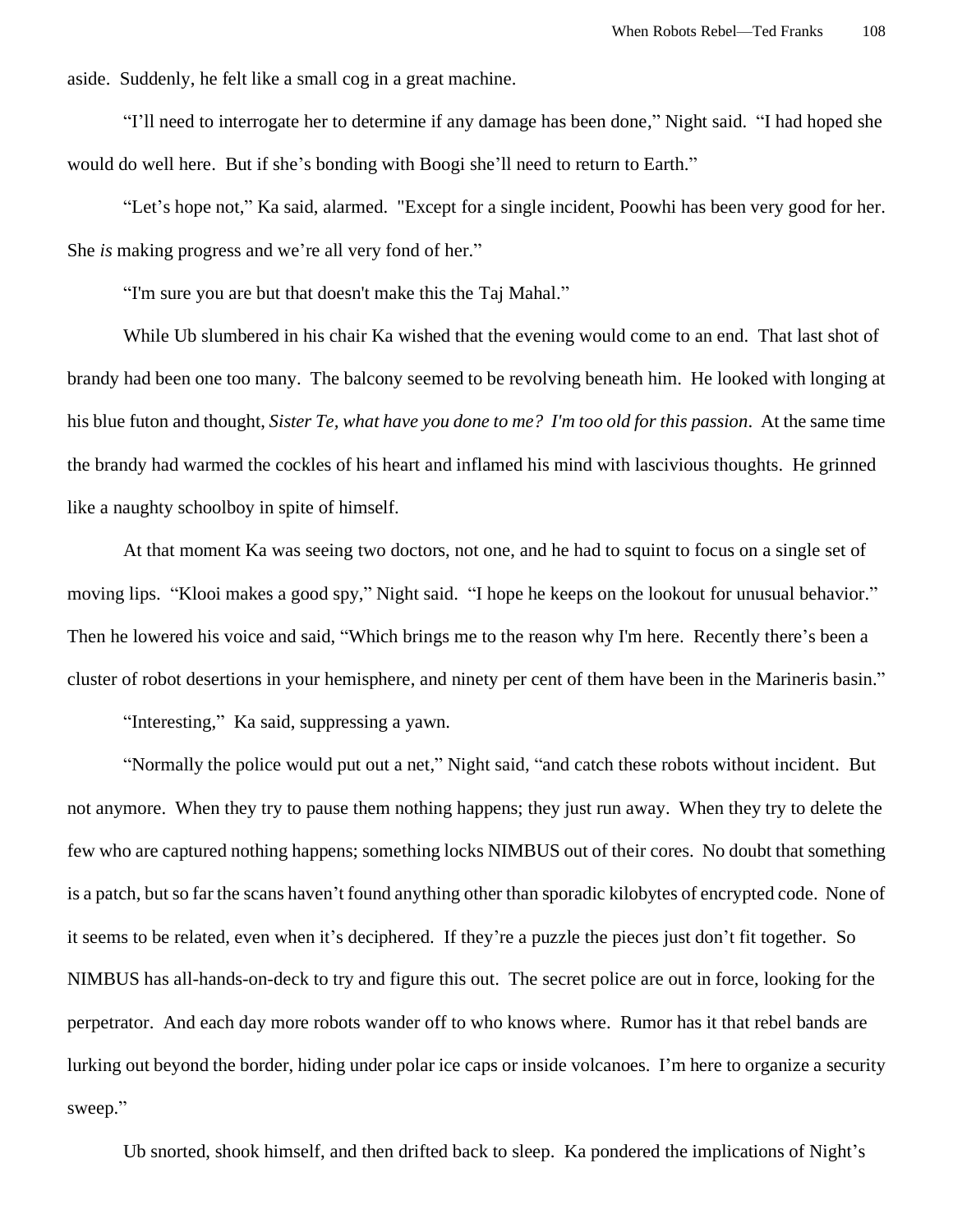aside. Suddenly, he felt like a small cog in a great machine.

"I'll need to interrogate her to determine if any damage has been done," Night said. "I had hoped she would do well here. But if she's bonding with Boogi she'll need to return to Earth."

"Let's hope not," Ka said, alarmed. "Except for a single incident, Poowhi has been very good for her. She *is* making progress and we're all very fond of her."

"I'm sure you are but that doesn't make this the Taj Mahal."

While Ub slumbered in his chair Ka wished that the evening would come to an end. That last shot of brandy had been one too many. The balcony seemed to be revolving beneath him. He looked with longing at his blue futon and thought, *Sister Te, what have you done to me? I'm too old for this passion*. At the same time the brandy had warmed the cockles of his heart and inflamed his mind with lascivious thoughts. He grinned like a naughty schoolboy in spite of himself.

At that moment Ka was seeing two doctors, not one, and he had to squint to focus on a single set of moving lips. "Klooi makes a good spy," Night said. "I hope he keeps on the lookout for unusual behavior." Then he lowered his voice and said, "Which brings me to the reason why I'm here. Recently there's been a cluster of robot desertions in your hemisphere, and ninety per cent of them have been in the Marineris basin."

"Interesting," Ka said, suppressing a yawn.

"Normally the police would put out a net," Night said, "and catch these robots without incident. But not anymore. When they try to pause them nothing happens; they just run away. When they try to delete the few who are captured nothing happens; something locks NIMBUS out of their cores. No doubt that something is a patch, but so far the scans haven't found anything other than sporadic kilobytes of encrypted code. None of it seems to be related, even when it's deciphered. If they're a puzzle the pieces just don't fit together. So NIMBUS has all-hands-on-deck to try and figure this out. The secret police are out in force, looking for the perpetrator. And each day more robots wander off to who knows where. Rumor has it that rebel bands are lurking out beyond the border, hiding under polar ice caps or inside volcanoes. I'm here to organize a security sweep."

Ub snorted, shook himself, and then drifted back to sleep. Ka pondered the implications of Night's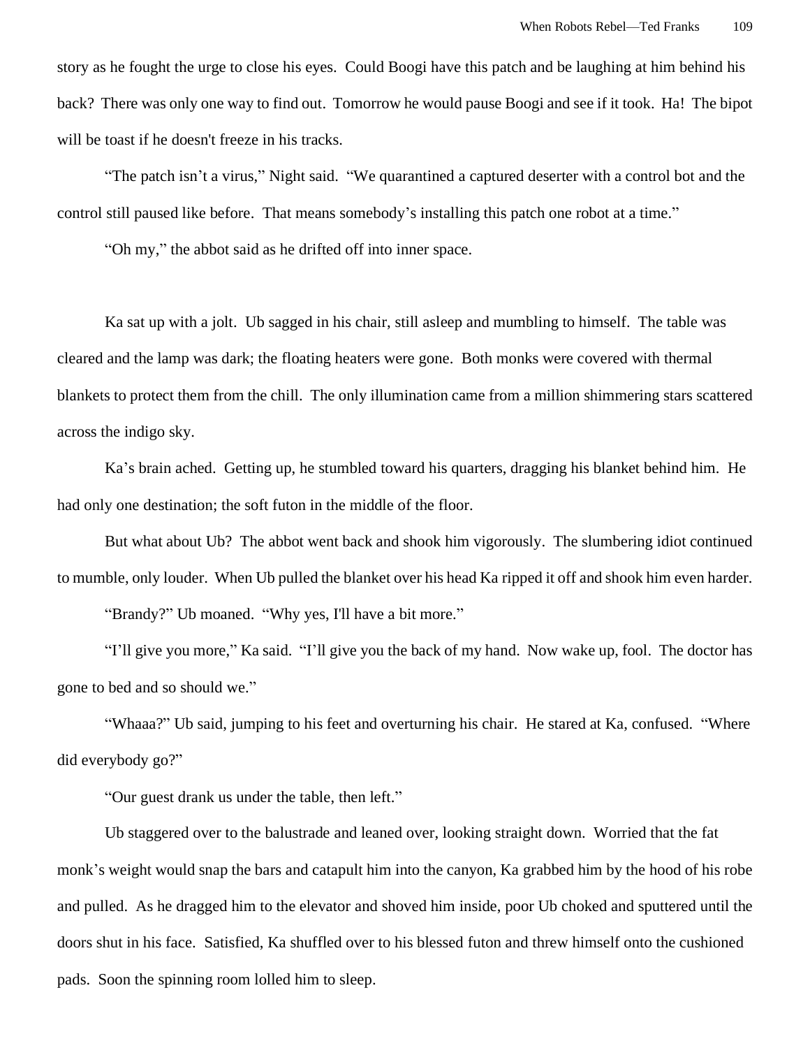story as he fought the urge to close his eyes. Could Boogi have this patch and be laughing at him behind his back? There was only one way to find out. Tomorrow he would pause Boogi and see if it took. Ha! The bipot will be toast if he doesn't freeze in his tracks.

"The patch isn't a virus," Night said. "We quarantined a captured deserter with a control bot and the control still paused like before. That means somebody's installing this patch one robot at a time."

"Oh my," the abbot said as he drifted off into inner space.

Ka sat up with a jolt. Ub sagged in his chair, still asleep and mumbling to himself. The table was cleared and the lamp was dark; the floating heaters were gone. Both monks were covered with thermal blankets to protect them from the chill. The only illumination came from a million shimmering stars scattered across the indigo sky.

Ka's brain ached. Getting up, he stumbled toward his quarters, dragging his blanket behind him. He had only one destination; the soft futon in the middle of the floor.

But what about Ub? The abbot went back and shook him vigorously. The slumbering idiot continued to mumble, only louder. When Ub pulled the blanket over his head Ka ripped it off and shook him even harder.

"Brandy?" Ub moaned. "Why yes, I'll have a bit more."

"I'll give you more," Ka said. "I'll give you the back of my hand. Now wake up, fool. The doctor has gone to bed and so should we."

"Whaaa?" Ub said, jumping to his feet and overturning his chair. He stared at Ka, confused. "Where did everybody go?"

"Our guest drank us under the table, then left."

Ub staggered over to the balustrade and leaned over, looking straight down. Worried that the fat monk's weight would snap the bars and catapult him into the canyon, Ka grabbed him by the hood of his robe and pulled. As he dragged him to the elevator and shoved him inside, poor Ub choked and sputtered until the doors shut in his face. Satisfied, Ka shuffled over to his blessed futon and threw himself onto the cushioned pads. Soon the spinning room lolled him to sleep.